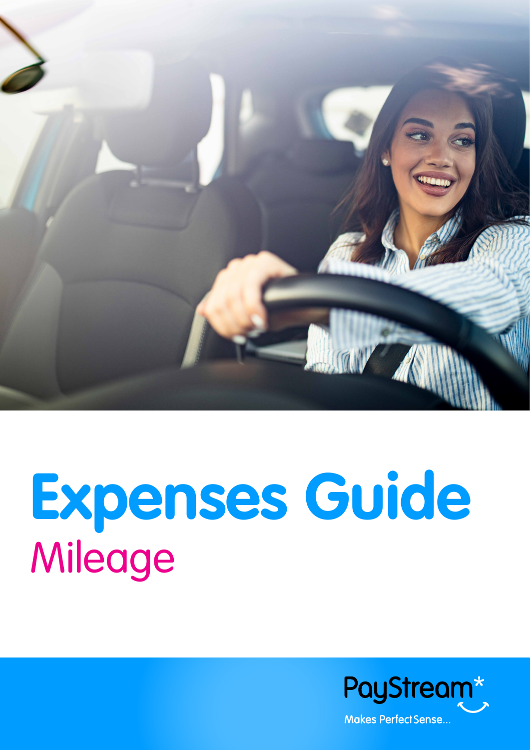# Expenses Guide

## Mileage

PayStream*

Makes Perfect Sense...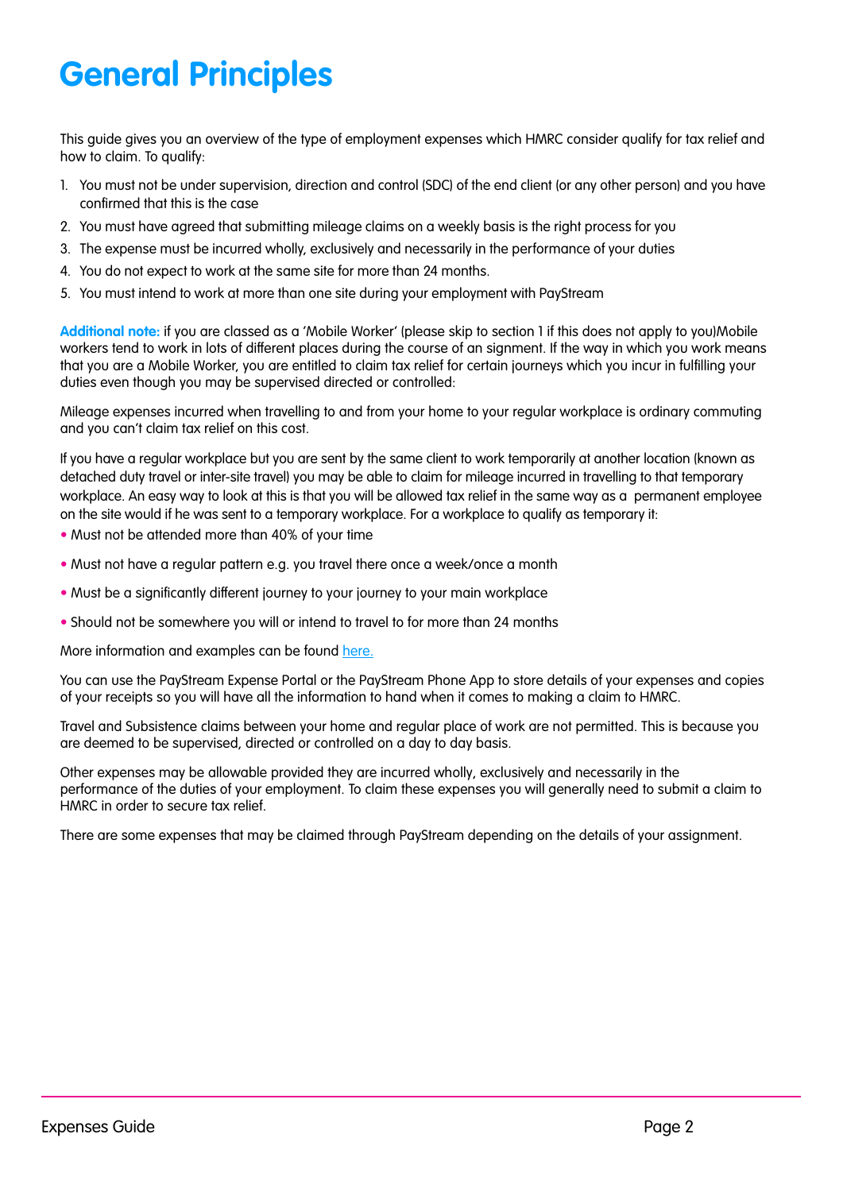# General Principles

This guide gives you an overview of the type of employment expenses which HMRC consider qualify for tax relief and how to claim. To qualify:

1. You must not be under supervision, direction and control (SDC) of the end client (or any other person) and you have confirmed that this is the case
2. You must have agreed that submitting mileage claims on a weekly basis is the right process for you
3. The expense must be incurred wholly, exclusively and necessarily in the performance of your duties
4. You do not expect to work at the same site for more than 24 months.
5. You must intend to work at more than one site during your employment with PayStream

**Additional note:** if you are classed as a 'Mobile Worker' (please skip to section 1 if this does not apply to you)Mobile workers tend to work in lots of different places during the course of an signment. If the way in which you work means that you are a Mobile Worker, you are entitled to claim tax relief for certain journeys which you incur in fulfilling your duties even though you may be supervised directed or controlled:

Mileage expenses incurred when travelling to and from your home to your regular workplace is ordinary commuting and you can't claim tax relief on this cost.

If you have a regular workplace but you are sent by the same client to work temporarily at another location (known as detached duty travel or inter-site travel) you may be able to claim for mileage incurred in travelling to that temporary workplace. An easy way to look at this is that you will be allowed tax relief in the same way as a permanent employee on the site would if he was sent to a temporary workplace. For a workplace to qualify as temporary it:

- Must not be attended more than 40% of your time
- Must not have a regular pattern e.g. you travel there once a week/once a month
- Must be a significantly different journey to your journey to your main workplace
- Should not be somewhere you will or intend to travel to for more than 24 months

More information and examples can be found [here.]

You can use the PayStream Expense Portal or the PayStream Phone App to store details of your expenses and copies of your receipts so you will have all the information to hand when it comes to making a claim to HMRC.

Travel and Subsistence claims between your home and regular place of work are not permitted. This is because you are deemed to be supervised, directed or controlled on a day to day basis.

Other expenses may be allowable provided they are incurred wholly, exclusively and necessarily in the performance of the duties of your employment. To claim these expenses you will generally need to submit a claim to HMRC in order to secure tax relief.

There are some expenses that may be claimed through PayStream depending on the details of your assignment.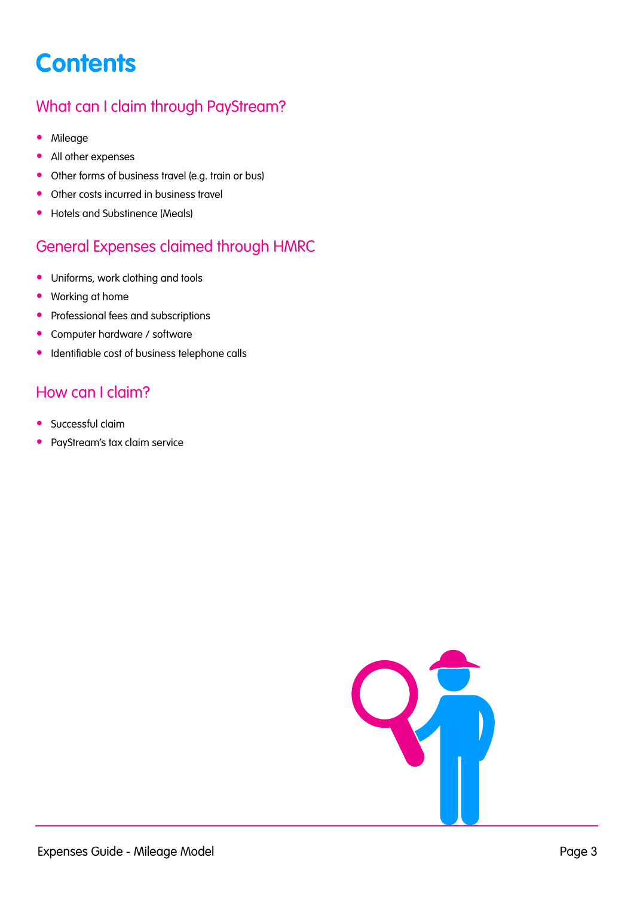# Contents

## What can I claim through PayStream?

- Mileage
- All other expenses
- Other forms of business travel (e.g. train or bus)
- Other costs incurred in business travel
- Hotels and Substinence (Meals)

## General Expenses claimed through HMRC

- Uniforms, work clothing and tools
- Working at home
- Professional fees and subscriptions
- Computer hardware / software
- Identifiable cost of business telephone calls

## How can I claim?

- Successful claim
- PayStream's tax claim service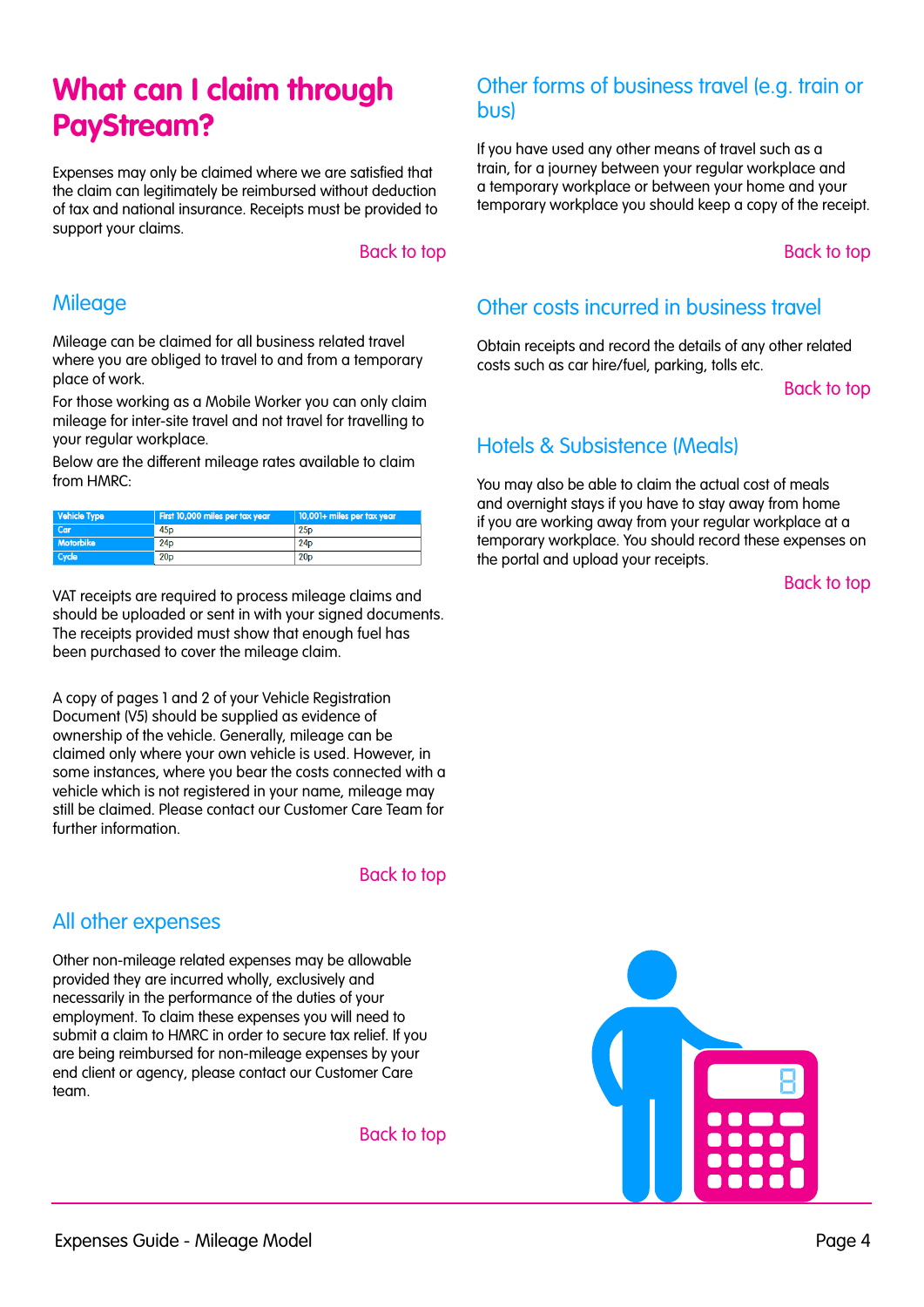# What can I claim through PayStream?

Expenses may only be claimed where we are satisfied that the claim can legitimately be reimbursed without deduction of tax and national insurance. Receipts must be provided to support your claims.

Back to top

## Mileage

Mileage can be claimed for all business related travel where you are obliged to travel to and from a temporary place of work.

For those working as a Mobile Worker you can only claim mileage for inter-site travel and not travel for travelling to your regular workplace.

Below are the different mileage rates available to claim from HMRC:

| Vehicle Type | First 10,000 miles per tax year | 10,001+ miles per tax year |
|---|---|---|
| Car | 45p | 25p |
| Motorbike | 24p | 24p |
| Cycle | 20p | 20p |

VAT receipts are required to process mileage claims and should be uploaded or sent in with your signed documents. The receipts provided must show that enough fuel has been purchased to cover the mileage claim.

A copy of pages 1 and 2 of your Vehicle Registration Document (V5) should be supplied as evidence of ownership of the vehicle. Generally, mileage can be claimed only where your own vehicle is used. However, in some instances, where you bear the costs connected with a vehicle which is not registered in your name, mileage may still be claimed. Please contact our Customer Care Team for further information.

Back to top

## All other expenses

Other non-mileage related expenses may be allowable provided they are incurred wholly, exclusively and necessarily in the performance of the duties of your employment. To claim these expenses you will need to submit a claim to HMRC in order to secure tax relief. If you are being reimbursed for non-mileage expenses by your end client or agency, please contact our Customer Care team.

Back to top

## Other forms of business travel (e.g. train or bus)

If you have used any other means of travel such as a train, for a journey between your regular workplace and a temporary workplace or between your home and your temporary workplace you should keep a copy of the receipt.

Back to top

## Other costs incurred in business travel

Obtain receipts and record the details of any other related costs such as car hire/fuel, parking, tolls etc.

Back to top

## Hotels & Subsistence (Meals)

You may also be able to claim the actual cost of meals and overnight stays if you have to stay away from home if you are working away from your regular workplace at a temporary workplace. You should record these expenses on the portal and upload your receipts.

Back to top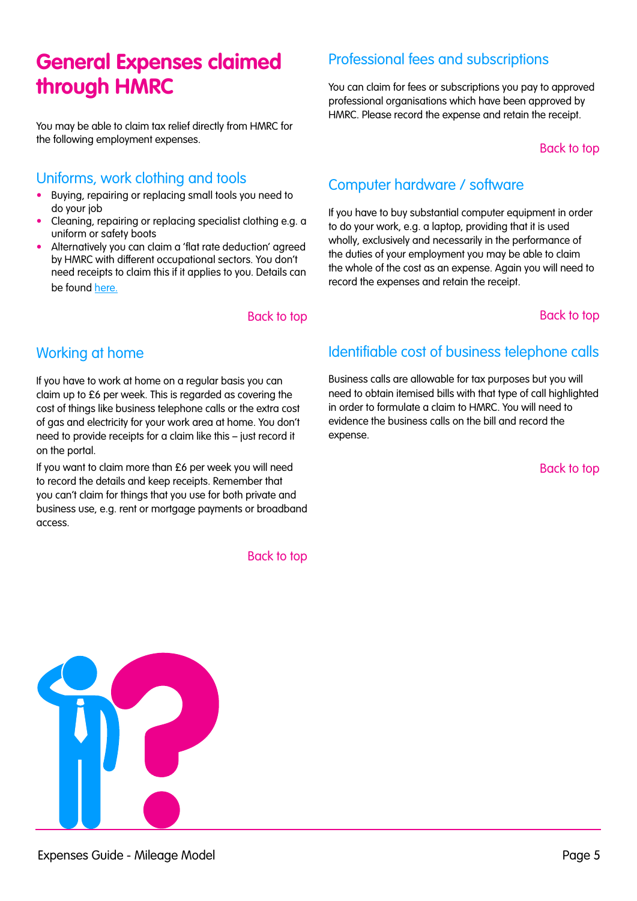# General Expenses claimed through HMRC

You may be able to claim tax relief directly from HMRC for the following employment expenses.

## Uniforms, work clothing and tools

- Buying, repairing or replacing small tools you need to do your job
- Cleaning, repairing or replacing specialist clothing e.g. a uniform or safety boots
- Alternatively you can claim a 'flat rate deduction' agreed by HMRC with different occupational sectors. You don't need receipts to claim this if it applies to you. Details can be found here.

Back to top

## Working at home

If you have to work at home on a regular basis you can claim up to £6 per week. This is regarded as covering the cost of things like business telephone calls or the extra cost of gas and electricity for your work area at home. You don't need to provide receipts for a claim like this – just record it on the portal.

If you want to claim more than £6 per week you will need to record the details and keep receipts. Remember that you can't claim for things that you use for both private and business use, e.g. rent or mortgage payments or broadband access.

Back to top

## Professional fees and subscriptions

You can claim for fees or subscriptions you pay to approved professional organisations which have been approved by HMRC. Please record the expense and retain the receipt.

Back to top

## Computer hardware / software

If you have to buy substantial computer equipment in order to do your work, e.g. a laptop, providing that it is used wholly, exclusively and necessarily in the performance of the duties of your employment you may be able to claim the whole of the cost as an expense. Again you will need to record the expenses and retain the receipt.

Back to top

## Identifiable cost of business telephone calls

Business calls are allowable for tax purposes but you will need to obtain itemised bills with that type of call highlighted in order to formulate a claim to HMRC. You will need to evidence the business calls on the bill and record the expense.

Back to top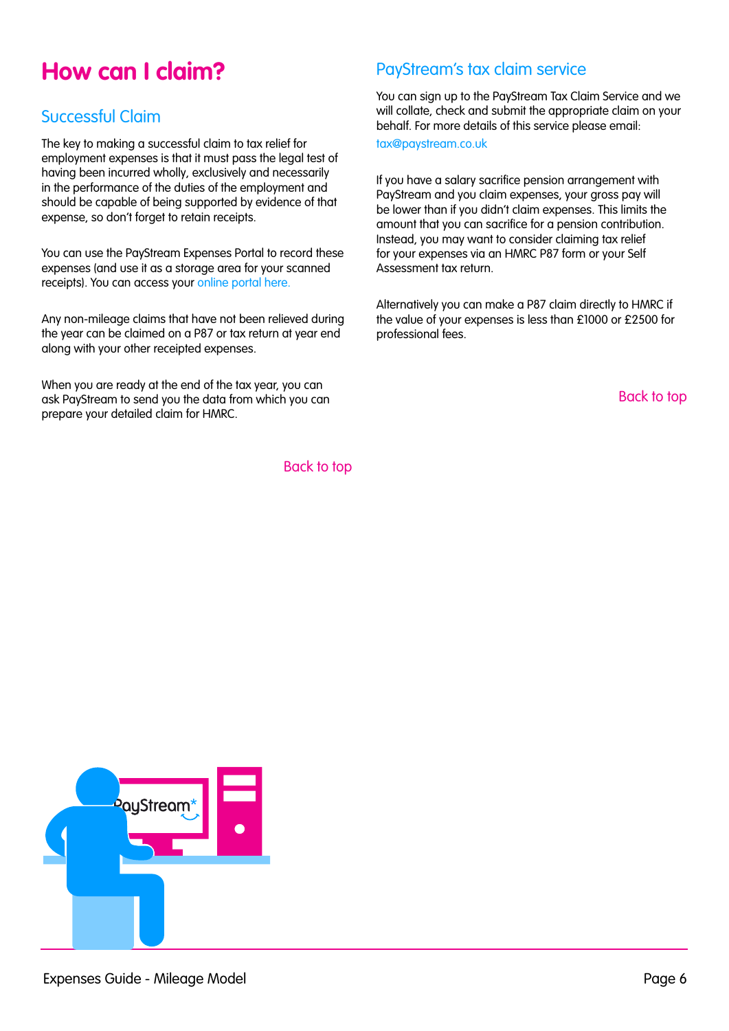# How can I claim?

## Successful Claim

The key to making a successful claim to tax relief for employment expenses is that it must pass the legal test of having been incurred wholly, exclusively and necessarily in the performance of the duties of the employment and should be capable of being supported by evidence of that expense, so don't forget to retain receipts.

You can use the PayStream Expenses Portal to record these expenses (and use it as a storage area for your scanned receipts). You can access your online portal here.

Any non-mileage claims that have not been relieved during the year can be claimed on a P87 or tax return at year end along with your other receipted expenses.

When you are ready at the end of the tax year, you can ask PayStream to send you the data from which you can prepare your detailed claim for HMRC.

Back to top

## PayStream's tax claim service

You can sign up to the PayStream Tax Claim Service and we will collate, check and submit the appropriate claim on your behalf. For more details of this service please email:

tax@paystream.co.uk

If you have a salary sacrifice pension arrangement with PayStream and you claim expenses, your gross pay will be lower than if you didn't claim expenses. This limits the amount that you can sacrifice for a pension contribution. Instead, you may want to consider claiming tax relief for your expenses via an HMRC P87 form or your Self Assessment tax return.

Alternatively you can make a P87 claim directly to HMRC if the value of your expenses is less than £1000 or £2500 for professional fees.

Back to top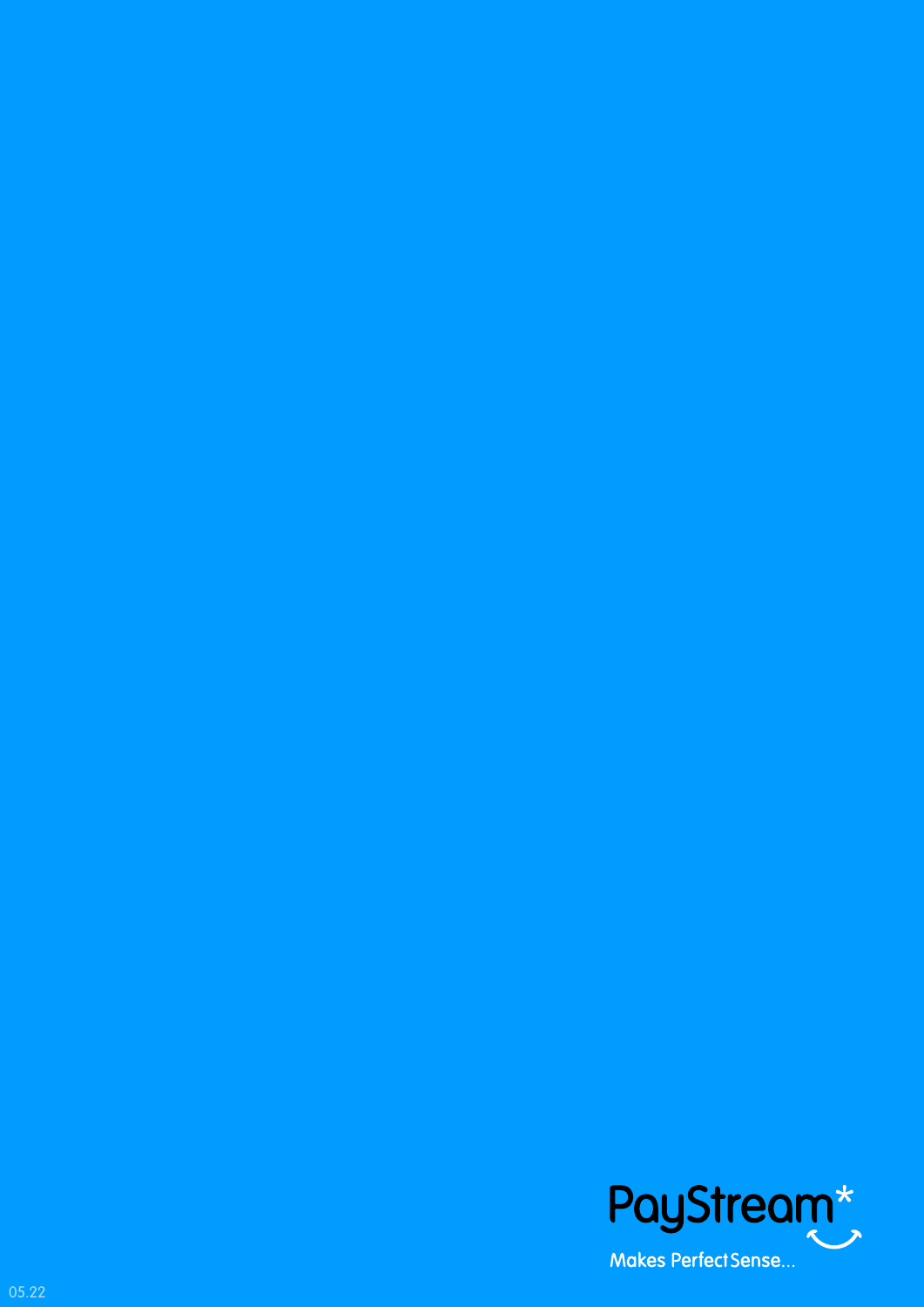PayStream*

Makes Perfect Sense...

05.22